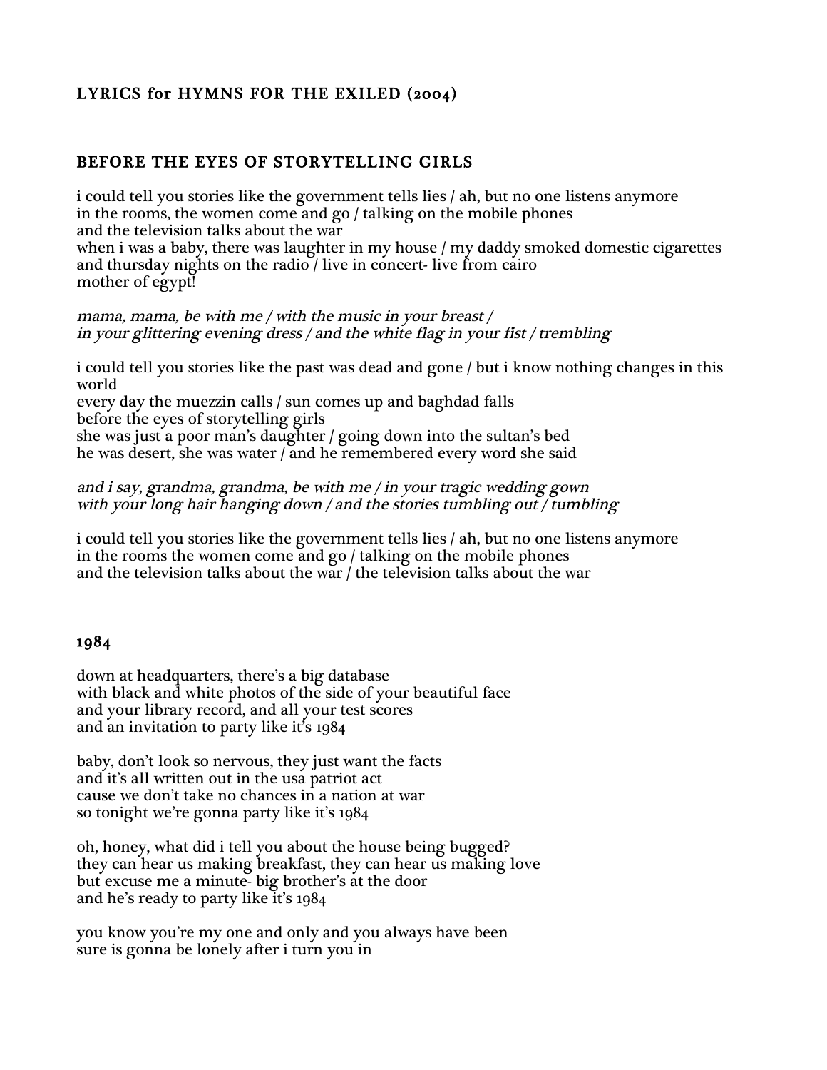# LYRICS for HYMNS FOR THE EXILED (2004)

## BEFORE THE EYES OF STORYTELLING GIRLS

i could tell you stories like the government tells lies / ah, but no one listens anymore
in the rooms, the women come and go / talking on the mobile phones
and the television talks about the war
when i was a baby, there was laughter in my house / my daddy smoked domestic cigarettes
and thursday nights on the radio / live in concert- live from cairo
mother of egypt!

*mama, mama, be with me / with the music in your breast /*
*in your glittering evening dress / and the white flag in your fist / trembling*

i could tell you stories like the past was dead and gone / but i know nothing changes in this world
every day the muezzin calls / sun comes up and baghdad falls
before the eyes of storytelling girls
she was just a poor man's daughter / going down into the sultan's bed
he was desert, she was water / and he remembered every word she said

*and i say, grandma, grandma, be with me / in your tragic wedding gown*
*with your long hair hanging down / and the stories tumbling out / tumbling*

i could tell you stories like the government tells lies / ah, but no one listens anymore
in the rooms the women come and go / talking on the mobile phones
and the television talks about the war / the television talks about the war

## 1984

down at headquarters, there's a big database
with black and white photos of the side of your beautiful face
and your library record, and all your test scores
and an invitation to party like it's 1984

baby, don't look so nervous, they just want the facts
and it's all written out in the usa patriot act
cause we don't take no chances in a nation at war
so tonight we're gonna party like it's 1984

oh, honey, what did i tell you about the house being bugged?
they can hear us making breakfast, they can hear us making love
but excuse me a minute- big brother's at the door
and he's ready to party like it's 1984

you know you're my one and only and you always have been
sure is gonna be lonely after i turn you in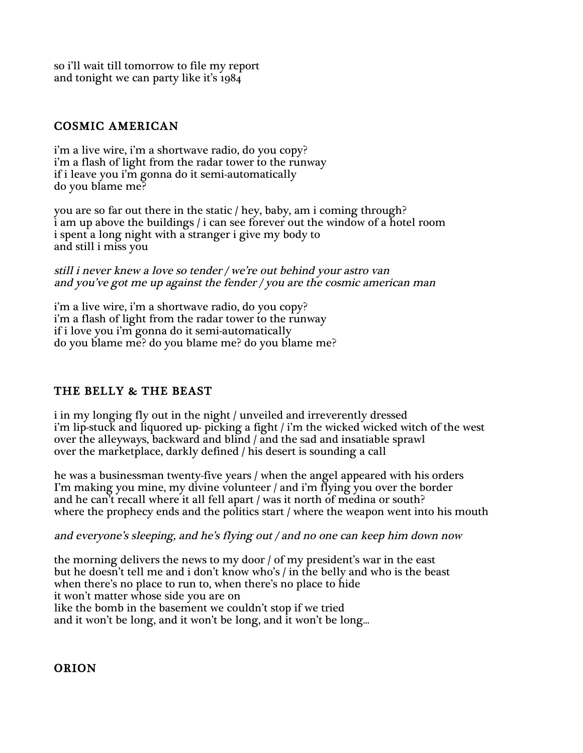so i'll wait till tomorrow to file my report
and tonight we can party like it's 1984

## COSMIC AMERICAN

i'm a live wire, i'm a shortwave radio, do you copy?
i'm a flash of light from the radar tower to the runway
if i leave you i'm gonna do it semi-automatically
do you blame me?

you are so far out there in the static / hey, baby, am i coming through?
i am up above the buildings / i can see forever out the window of a hotel room
i spent a long night with a stranger i give my body to
and still i miss you

*still i never knew a love so tender / we're out behind your astro van*
*and you've got me up against the fender / you are the cosmic american man*

i'm a live wire, i'm a shortwave radio, do you copy?
i'm a flash of light from the radar tower to the runway
if i love you i'm gonna do it semi-automatically
do you blame me? do you blame me? do you blame me?

## THE BELLY & THE BEAST

i in my longing fly out in the night / unveiled and irreverently dressed
i'm lip-stuck and liquored up- picking a fight / i'm the wicked wicked witch of the west
over the alleyways, backward and blind / and the sad and insatiable sprawl
over the marketplace, darkly defined / his desert is sounding a call

he was a businessman twenty-five years / when the angel appeared with his orders
I'm making you mine, my divine volunteer / and i'm flying you over the border
and he can't recall where it all fell apart / was it north of medina or south?
where the prophecy ends and the politics start / where the weapon went into his mouth

*and everyone's sleeping, and he's flying out / and no one can keep him down now*

the morning delivers the news to my door / of my president's war in the east
but he doesn't tell me and i don't know who's / in the belly and who is the beast
when there's no place to run to, when there's no place to hide
it won't matter whose side you are on
like the bomb in the basement we couldn't stop if we tried
and it won't be long, and it won't be long, and it won't be long...

## ORION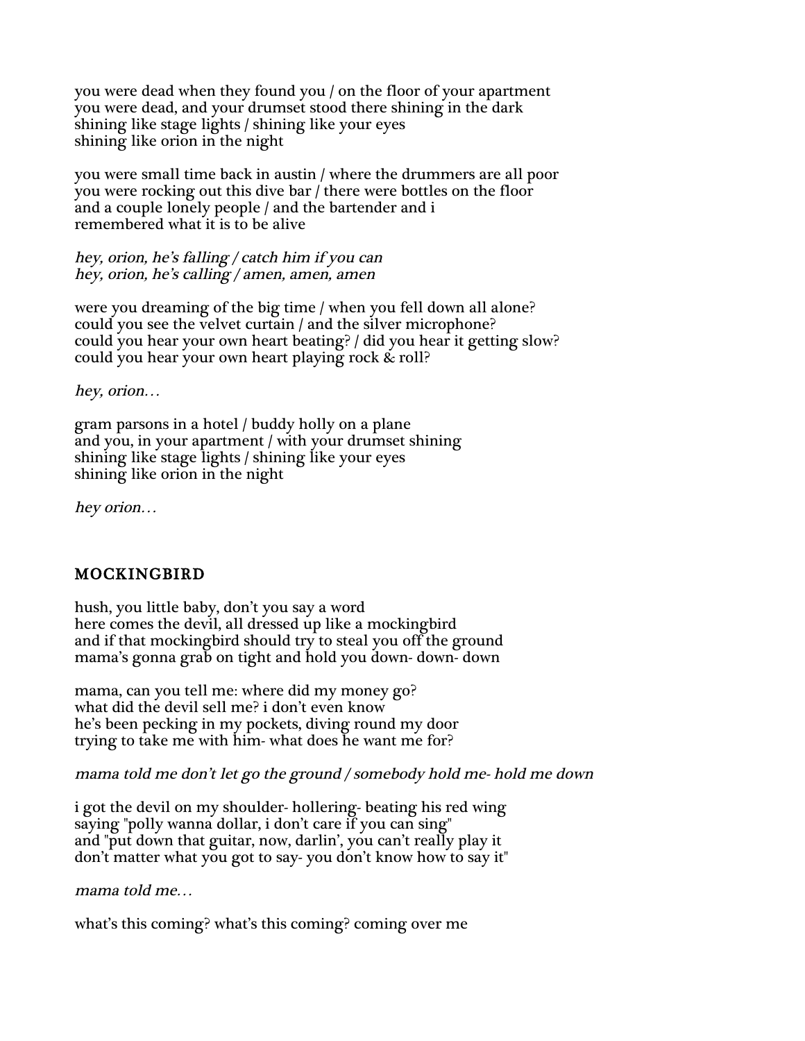you were dead when they found you / on the floor of your apartment
you were dead, and your drumset stood there shining in the dark
shining like stage lights / shining like your eyes
shining like orion in the night

you were small time back in austin / where the drummers are all poor
you were rocking out this dive bar / there were bottles on the floor
and a couple lonely people / and the bartender and i
remembered what it is to be alive

*hey, orion, he's falling / catch him if you can*
*hey, orion, he's calling / amen, amen, amen*

were you dreaming of the big time / when you fell down all alone?
could you see the velvet curtain / and the silver microphone?
could you hear your own heart beating? / did you hear it getting slow?
could you hear your own heart playing rock & roll?

*hey, orion…*

gram parsons in a hotel / buddy holly on a plane
and you, in your apartment / with your drumset shining
shining like stage lights / shining like your eyes
shining like orion in the night

*hey orion…*

## MOCKINGBIRD

hush, you little baby, don't you say a word
here comes the devil, all dressed up like a mockingbird
and if that mockingbird should try to steal you off the ground
mama's gonna grab on tight and hold you down- down- down

mama, can you tell me: where did my money go?
what did the devil sell me? i don't even know
he's been pecking in my pockets, diving round my door
trying to take me with him- what does he want me for?

*mama told me don't let go the ground / somebody hold me- hold me down*

i got the devil on my shoulder- hollering- beating his red wing
saying "polly wanna dollar, i don't care if you can sing"
and "put down that guitar, now, darlin', you can't really play it
don't matter what you got to say- you don't know how to say it"

*mama told me…*

what's this coming? what's this coming? coming over me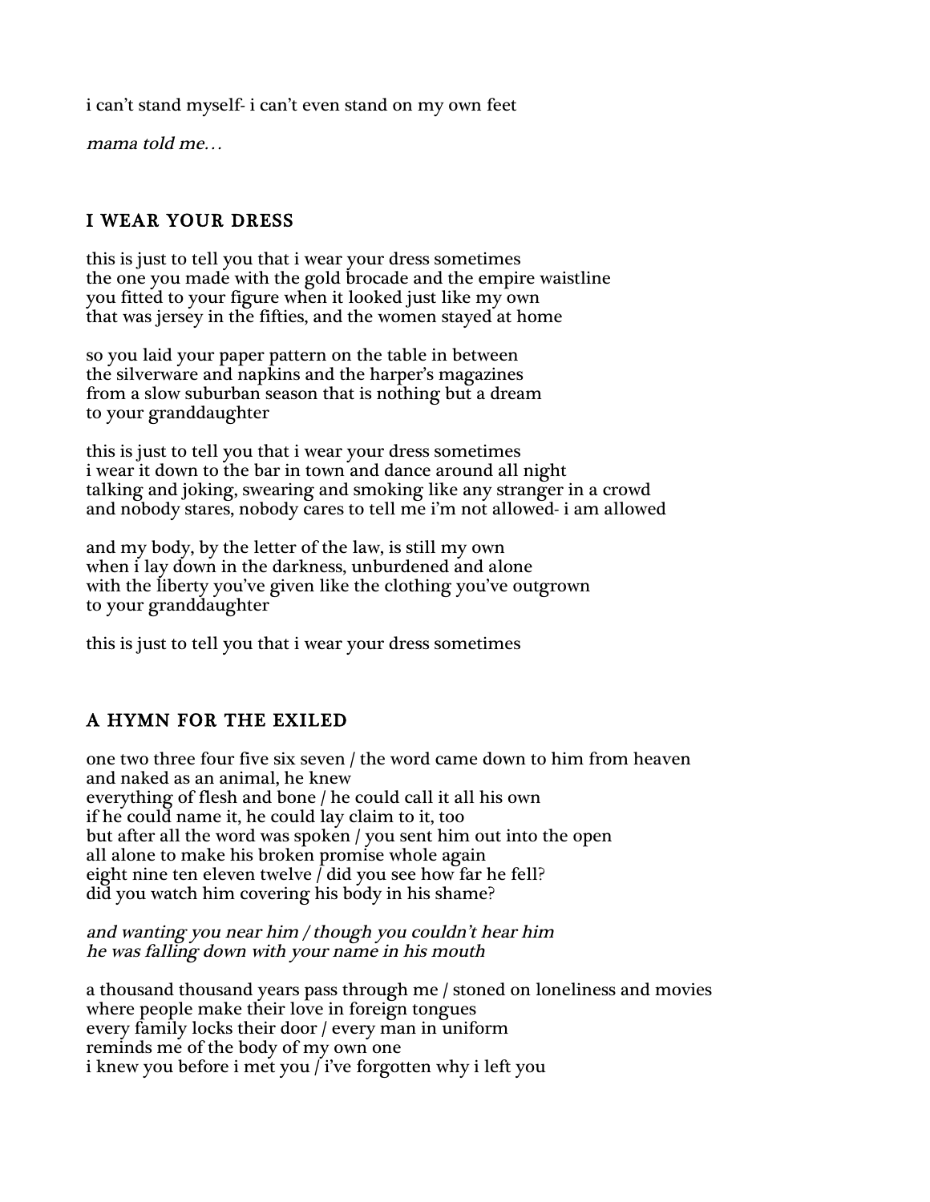i can't stand myself- i can't even stand on my own feet

*mama told me…*

## I WEAR YOUR DRESS

this is just to tell you that i wear your dress sometimes
the one you made with the gold brocade and the empire waistline
you fitted to your figure when it looked just like my own
that was jersey in the fifties, and the women stayed at home

so you laid your paper pattern on the table in between
the silverware and napkins and the harper's magazines
from a slow suburban season that is nothing but a dream
to your granddaughter

this is just to tell you that i wear your dress sometimes
i wear it down to the bar in town and dance around all night
talking and joking, swearing and smoking like any stranger in a crowd
and nobody stares, nobody cares to tell me i'm not allowed- i am allowed

and my body, by the letter of the law, is still my own
when i lay down in the darkness, unburdened and alone
with the liberty you've given like the clothing you've outgrown
to your granddaughter

this is just to tell you that i wear your dress sometimes

## A HYMN FOR THE EXILED

one two three four five six seven / the word came down to him from heaven
and naked as an animal, he knew
everything of flesh and bone / he could call it all his own
if he could name it, he could lay claim to it, too
but after all the word was spoken / you sent him out into the open
all alone to make his broken promise whole again
eight nine ten eleven twelve / did you see how far he fell?
did you watch him covering his body in his shame?

*and wanting you near him / though you couldn't hear him*
*he was falling down with your name in his mouth*

a thousand thousand years pass through me / stoned on loneliness and movies
where people make their love in foreign tongues
every family locks their door / every man in uniform
reminds me of the body of my own one
i knew you before i met you / i've forgotten why i left you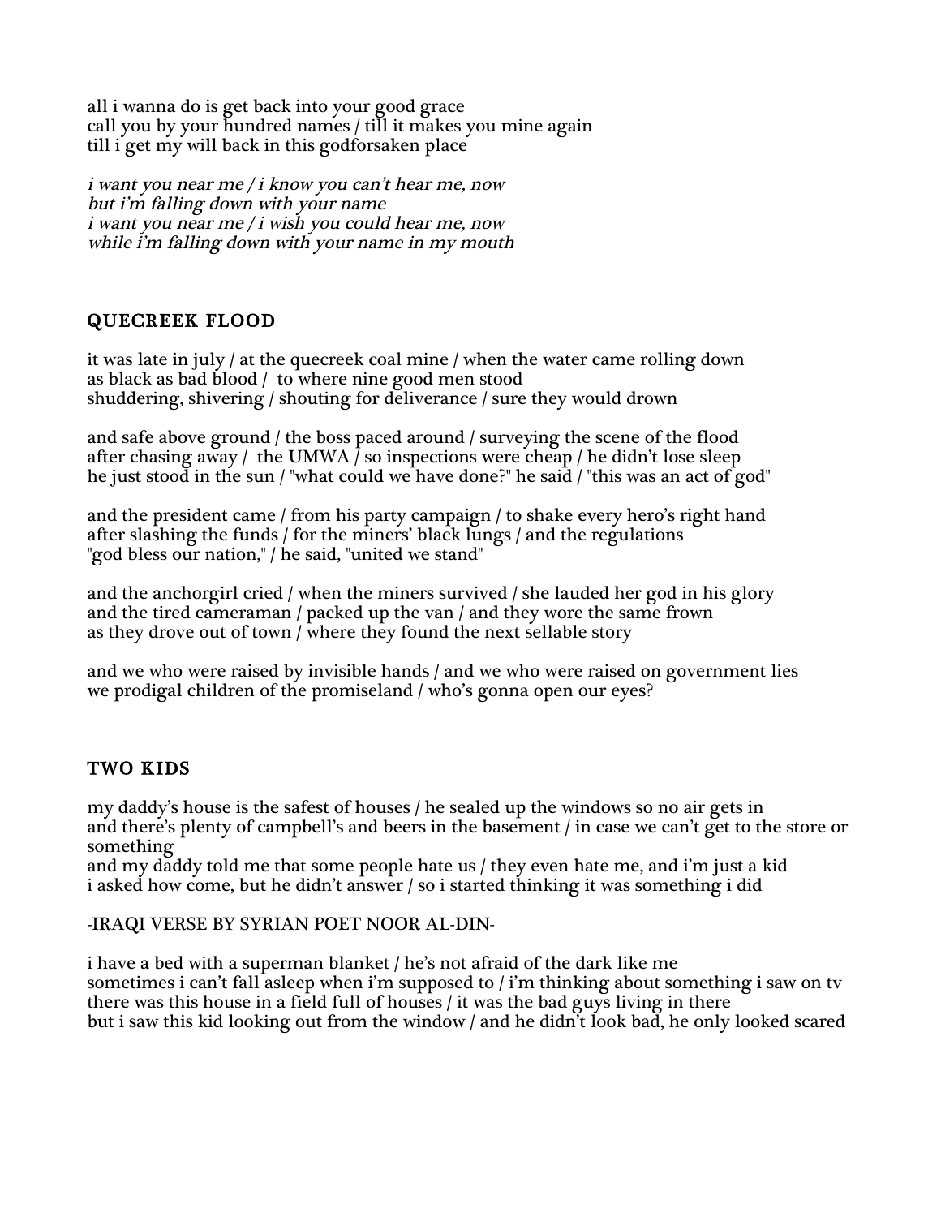all i wanna do is get back into your good grace
call you by your hundred names / till it makes you mine again
till i get my will back in this godforsaken place

*i want you near me / i know you can't hear me, now*
*but i'm falling down with your name*
*i want you near me / i wish you could hear me, now*
*while i'm falling down with your name in my mouth*

## QUECREEK FLOOD

it was late in july / at the quecreek coal mine / when the water came rolling down
as black as bad blood / to where nine good men stood
shuddering, shivering / shouting for deliverance / sure they would drown

and safe above ground / the boss paced around / surveying the scene of the flood
after chasing away / the UMWA / so inspections were cheap / he didn't lose sleep
he just stood in the sun / "what could we have done?" he said / "this was an act of god"

and the president came / from his party campaign / to shake every hero's right hand
after slashing the funds / for the miners' black lungs / and the regulations
"god bless our nation," / he said, "united we stand"

and the anchorgirl cried / when the miners survived / she lauded her god in his glory
and the tired cameraman / packed up the van / and they wore the same frown
as they drove out of town / where they found the next sellable story

and we who were raised by invisible hands / and we who were raised on government lies
we prodigal children of the promiseland / who's gonna open our eyes?

## TWO KIDS

my daddy's house is the safest of houses / he sealed up the windows so no air gets in
and there's plenty of campbell's and beers in the basement / in case we can't get to the store or something
and my daddy told me that some people hate us / they even hate me, and i'm just a kid
i asked how come, but he didn't answer / so i started thinking it was something i did

-IRAQI VERSE BY SYRIAN POET NOOR AL-DIN-

i have a bed with a superman blanket / he's not afraid of the dark like me
sometimes i can't fall asleep when i'm supposed to / i'm thinking about something i saw on tv
there was this house in a field full of houses / it was the bad guys living in there
but i saw this kid looking out from the window / and he didn't look bad, he only looked scared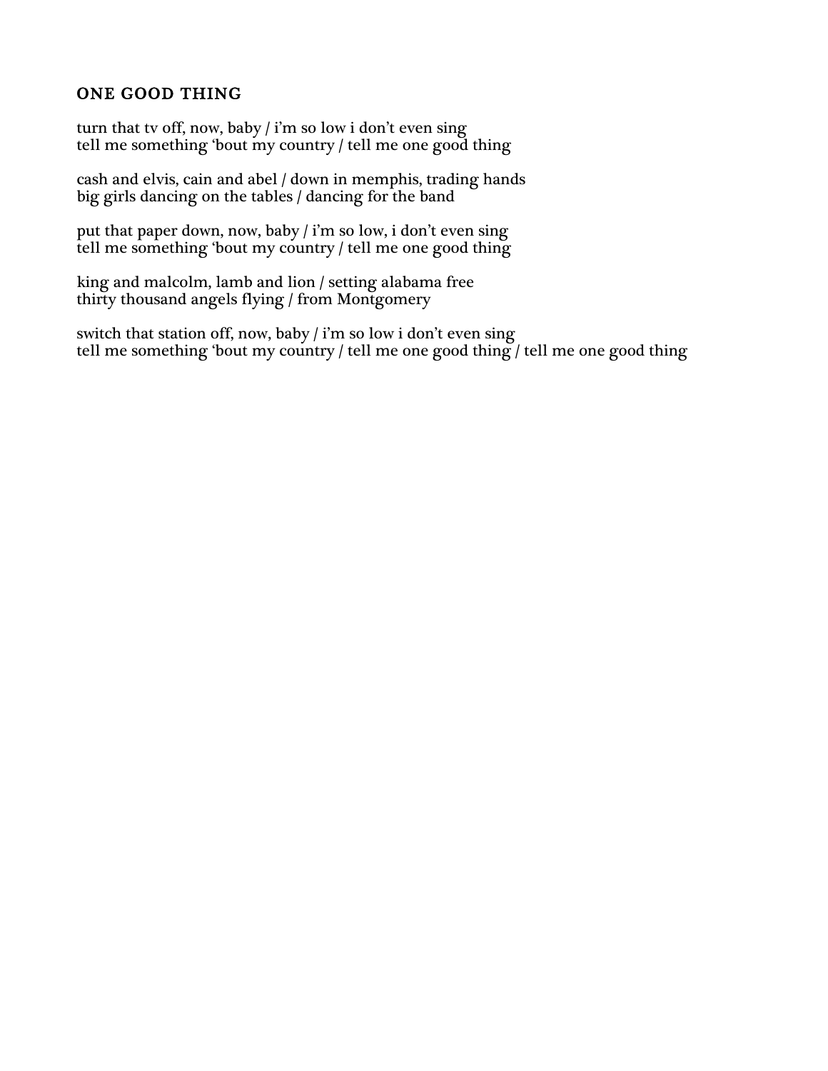### ONE GOOD THING

turn that tv off, now, baby / i'm so low i don't even sing
tell me something 'bout my country / tell me one good thing

cash and elvis, cain and abel / down in memphis, trading hands
big girls dancing on the tables / dancing for the band

put that paper down, now, baby / i'm so low, i don't even sing
tell me something 'bout my country / tell me one good thing

king and malcolm, lamb and lion / setting alabama free
thirty thousand angels flying / from Montgomery

switch that station off, now, baby / i'm so low i don't even sing
tell me something 'bout my country / tell me one good thing / tell me one good thing